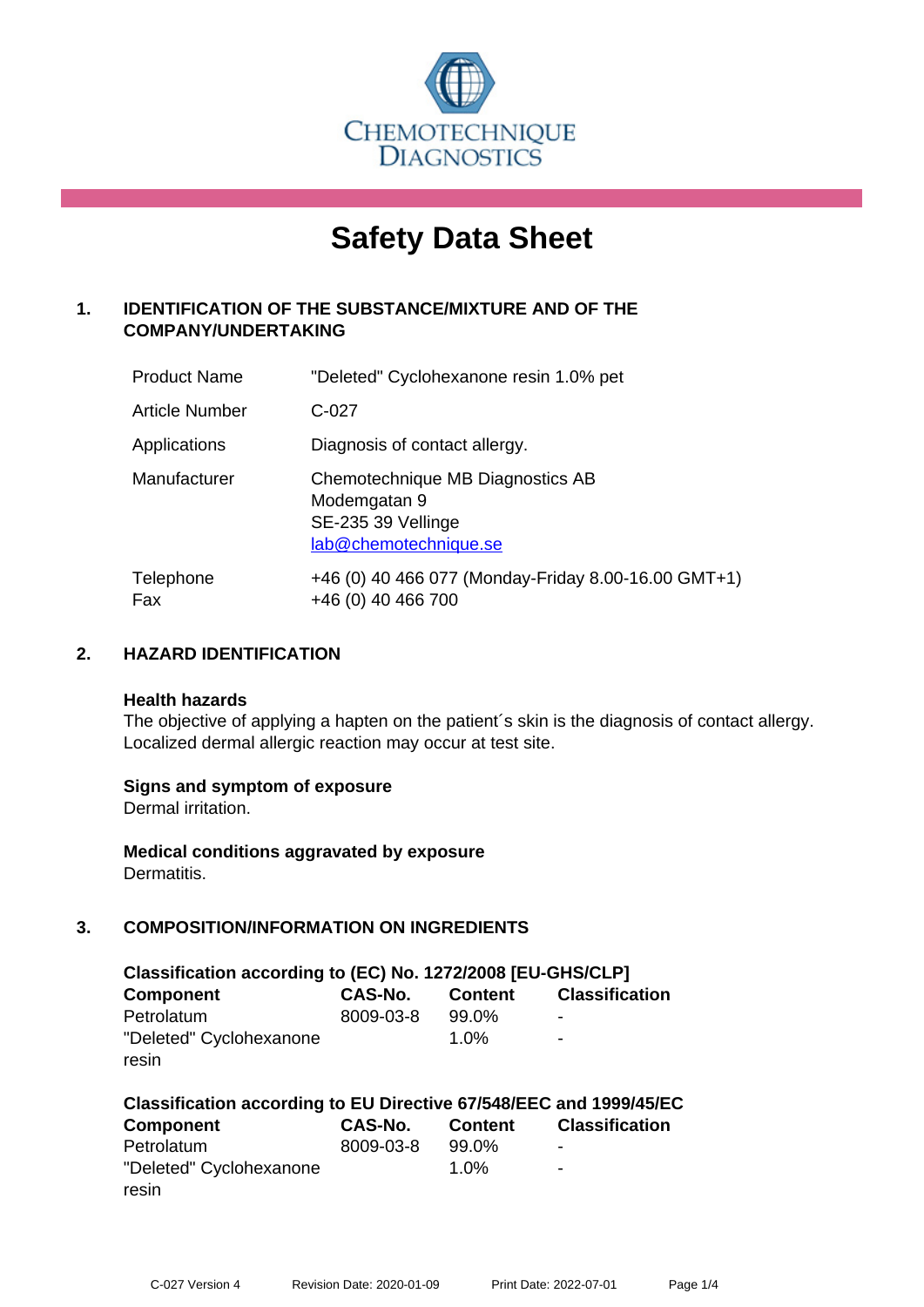CHEMOTECHNIQUE DIAGNOSTICS

# Safety Data Sheet

## 1. IDENTIFICATION OF THE SUBSTANCE/MIXTURE AND OF THE COMPANY/UNDERTAKING

| | |
|---|---|
| Product Name | "Deleted" Cyclohexanone resin 1.0% pet |
| Article Number | C-027 |
| Applications | Diagnosis of contact allergy. |
| Manufacturer | Chemotechnique MB Diagnostics AB<br>Modemgatan 9<br>SE-235 39 Vellinge<br>lab@chemotechnique.se |
| Telephone<br>Fax | +46 (0) 40 466 077 (Monday-Friday 8.00-16.00 GMT+1)<br>+46 (0) 40 466 700 |

## 2. HAZARD IDENTIFICATION

**Health hazards**

The objective of applying a hapten on the patient´s skin is the diagnosis of contact allergy. Localized dermal allergic reaction may occur at test site.

**Signs and symptom of exposure**

Dermal irritation.

**Medical conditions aggravated by exposure**

Dermatitis.

## 3. COMPOSITION/INFORMATION ON INGREDIENTS

**Classification according to (EC) No. 1272/2008 [EU-GHS/CLP]**

| Component | CAS-No. | Content | Classification |
|---|---|---|---|
| Petrolatum | 8009-03-8 | 99.0% | - |
| "Deleted" Cyclohexanone resin | | 1.0% | - |

**Classification according to EU Directive 67/548/EEC and 1999/45/EC**

| Component | CAS-No. | Content | Classification |
|---|---|---|---|
| Petrolatum | 8009-03-8 | 99.0% | - |
| "Deleted" Cyclohexanone resin | | 1.0% | - |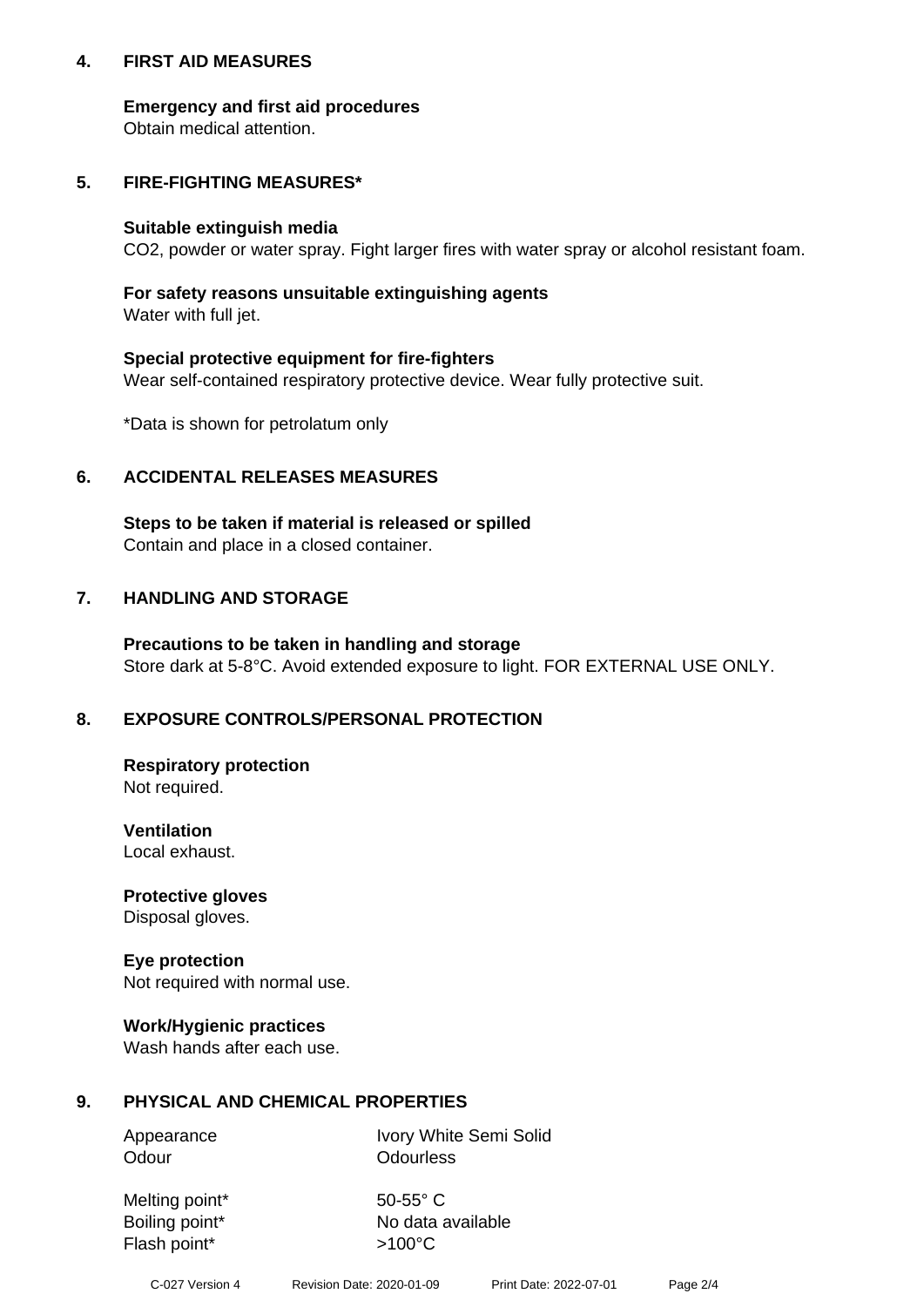## 4. FIRST AID MEASURES

### Emergency and first aid procedures
Obtain medical attention.

## 5. FIRE-FIGHTING MEASURES*

### Suitable extinguish media
$CO_2$, powder or water spray. Fight larger fires with water spray or alcohol resistant foam.

### For safety reasons unsuitable extinguishing agents
Water with full jet.

### Special protective equipment for fire-fighters
Wear self-contained respiratory protective device. Wear fully protective suit.

*Data is shown for petrolatum only

## 6. ACCIDENTAL RELEASES MEASURES

### Steps to be taken if material is released or spilled
Contain and place in a closed container.

## 7. HANDLING AND STORAGE

### Precautions to be taken in handling and storage
Store dark at 5-8°C. Avoid extended exposure to light. FOR EXTERNAL USE ONLY.

## 8. EXPOSURE CONTROLS/PERSONAL PROTECTION

### Respiratory protection
Not required.

### Ventilation
Local exhaust.

### Protective gloves
Disposal gloves.

### Eye protection
Not required with normal use.

### Work/Hygienic practices
Wash hands after each use.

## 9. PHYSICAL AND CHEMICAL PROPERTIES

| | |
|---|---|
| Appearance | Ivory White Semi Solid |
| Odour | Odourless |
| Melting point* | 50-55° C |
| Boiling point* | No data available |
| Flash point* | >100°C |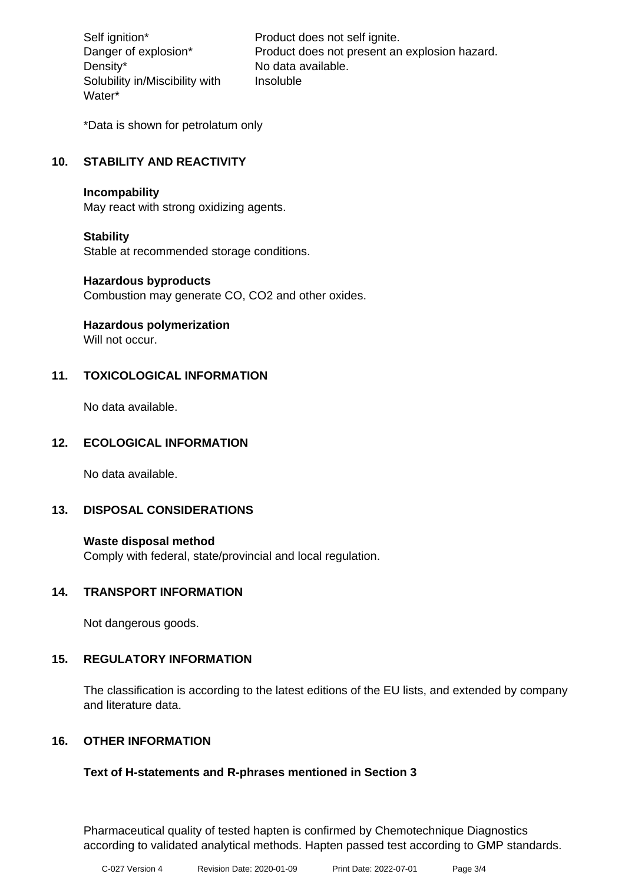| | |
|---|---|
| Self ignition* | Product does not self ignite. |
| Danger of explosion* | Product does not present an explosion hazard. |
| Density* | No data available. |
| Solubility in/Miscibility with Water* | Insoluble |

*Data is shown for petrolatum only

## 10. STABILITY AND REACTIVITY

**Incompability**
May react with strong oxidizing agents.

**Stability**
Stable at recommended storage conditions.

**Hazardous byproducts**
Combustion may generate CO, $CO_2$ and other oxides.

**Hazardous polymerization**
Will not occur.

## 11. TOXICOLOGICAL INFORMATION

No data available.

## 12. ECOLOGICAL INFORMATION

No data available.

## 13. DISPOSAL CONSIDERATIONS

**Waste disposal method**
Comply with federal, state/provincial and local regulation.

## 14. TRANSPORT INFORMATION

Not dangerous goods.

## 15. REGULATORY INFORMATION

The classification is according to the latest editions of the EU lists, and extended by company and literature data.

## 16. OTHER INFORMATION

**Text of H-statements and R-phrases mentioned in Section 3**

Pharmaceutical quality of tested hapten is confirmed by Chemotechnique Diagnostics according to validated analytical methods. Hapten passed test according to GMP standards.

C-027 Version 4 Revision Date: 2020-01-09 Print Date: 2022-07-01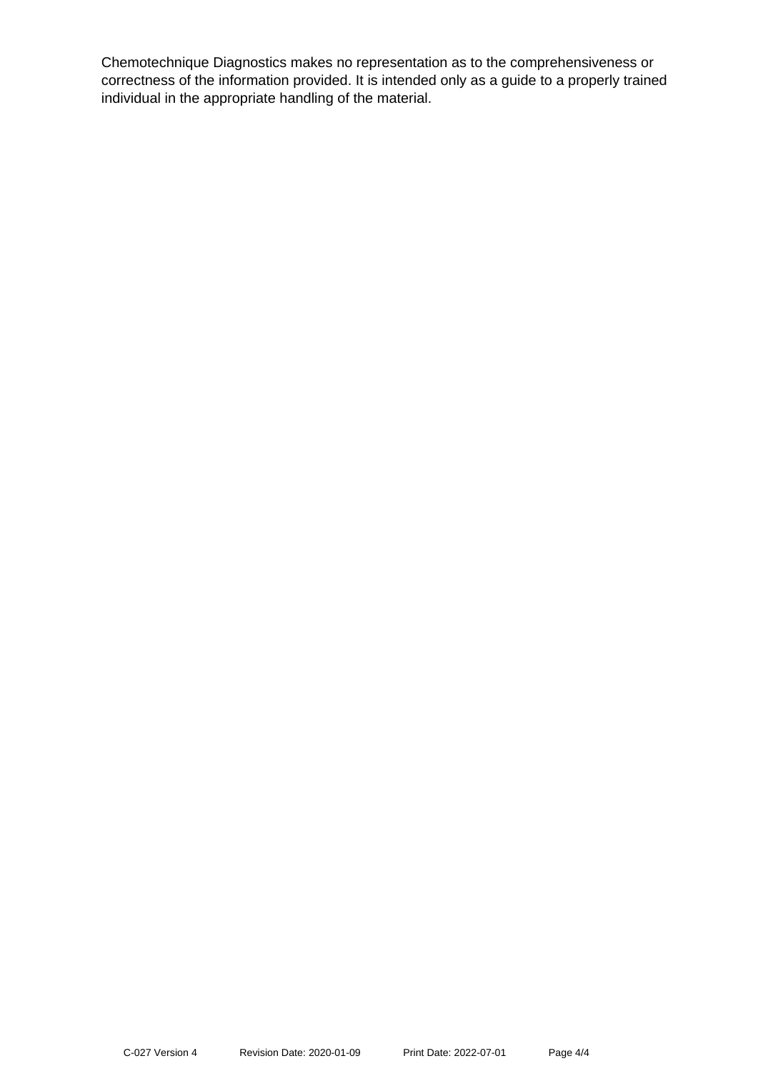Chemotechnique Diagnostics makes no representation as to the comprehensiveness or correctness of the information provided. It is intended only as a guide to a properly trained individual in the appropriate handling of the material.